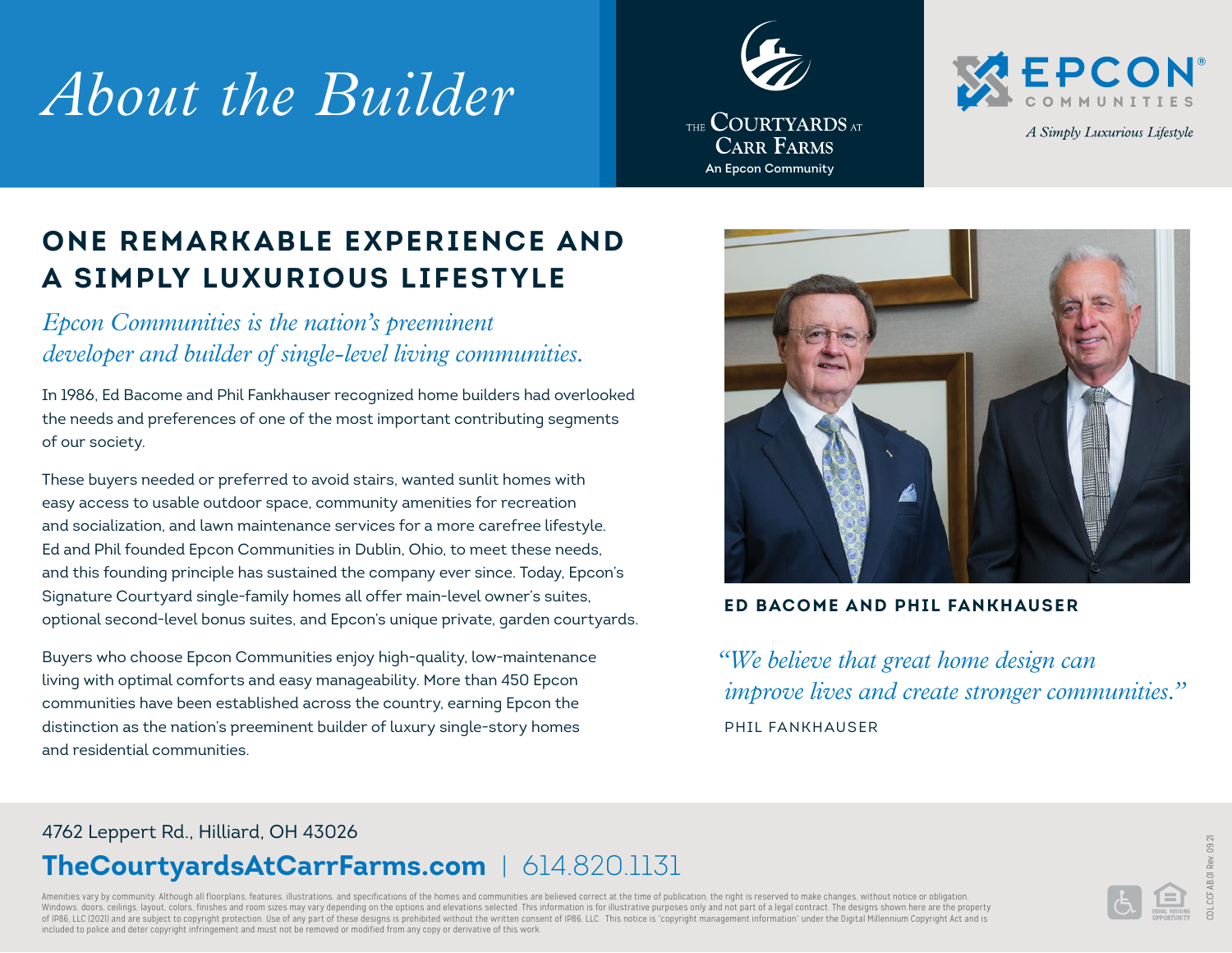# About the Builder

THE COURTYARDS AT CARR FARMS
An Epcon Community

EPCON® COMMUNITIES
*A Simply Luxurious Lifestyle*

## ONE REMARKABLE EXPERIENCE AND A SIMPLY LUXURIOUS LIFESTYLE

*Epcon Communities is the nation's preeminent developer and builder of single-level living communities.*

In 1986, Ed Bacome and Phil Fankhauser recognized home builders had overlooked the needs and preferences of one of the most important contributing segments of our society.

These buyers needed or preferred to avoid stairs, wanted sunlit homes with easy access to usable outdoor space, community amenities for recreation and socialization, and lawn maintenance services for a more carefree lifestyle. Ed and Phil founded Epcon Communities in Dublin, Ohio, to meet these needs, and this founding principle has sustained the company ever since. Today, Epcon's Signature Courtyard single-family homes all offer main-level owner's suites, optional second-level bonus suites, and Epcon's unique private, garden courtyards.

Buyers who choose Epcon Communities enjoy high-quality, low-maintenance living with optimal comforts and easy manageability. More than 450 Epcon communities have been established across the country, earning Epcon the distinction as the nation's preeminent builder of luxury single-story homes and residential communities.

**ED BACOME AND PHIL FANKHAUSER**

*"We believe that great home design can improve lives and create stronger communities."*

PHIL FANKHAUSER

4762 Leppert Rd., Hilliard, OH 43026

**TheCourtyardsAtCarrFarms.com** | 614.820.1131

Amenities vary by community. Although all floorplans, features, illustrations, and specifications of the homes and communities are believed correct at the time of publication, the right is reserved to make changes, without notice or obligation. Windows, doors, ceilings, layout, colors, finishes and room sizes may vary depending on the options and elevations selected. This information is for illustrative purposes only and not part of a legal contract. The designs shown here are the property of IP86, LLC (2021) and are subject to copyright protection. Use of any part of these designs is prohibited without the written consent of IP86, LLC. This notice is "copyright management information" under the Digital Millennium Copyright Act and is included to police and deter copyright infringement and must not be removed or modified from any copy or derivative of this work.

EQUAL HOUSING OPPORTUNITY

COL.CCF.AB.01 Rev. 09.21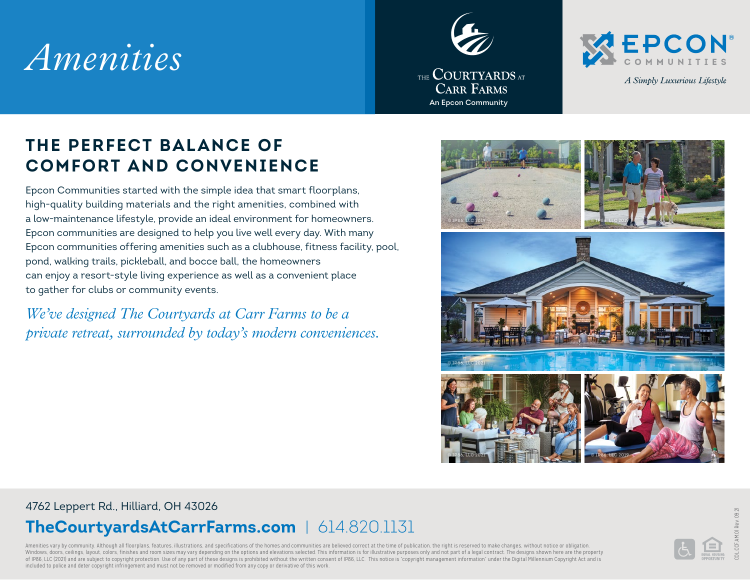# Amenities

THE COURTYARDS AT CARR FARMS
An Epcon Community

EPCON COMMUNITIES
*A Simply Luxurious Lifestyle*

## THE PERFECT BALANCE OF COMFORT AND CONVENIENCE

Epcon Communities started with the simple idea that smart floorplans, high-quality building materials and the right amenities, combined with a low-maintenance lifestyle, provide an ideal environment for homeowners. Epcon communities are designed to help you live well every day. With many Epcon communities offering amenities such as a clubhouse, fitness facility, pool, pond, walking trails, pickleball, and bocce ball, the homeowners can enjoy a resort-style living experience as well as a convenient place to gather for clubs or community events.

*We've designed The Courtyards at Carr Farms to be a private retreat, surrounded by today's modern conveniences.*

4762 Leppert Rd., Hilliard, OH 43026

**TheCourtyardsAtCarrFarms.com** | 614.820.1131

Amenities vary by community. Although all floorplans, features, illustrations, and specifications of the homes and communities are believed correct at the time of publication, the right is reserved to make changes, without notice or obligation. Windows, doors, ceilings, layout, colors, finishes and room sizes may vary depending on the options and elevations selected. This information is for illustrative purposes only and not part of a legal contract. The designs shown here are the property of IP86, LLC (2021) and are subject to copyright protection. Use of any part of these designs is prohibited without the written consent of IP86, LLC. This notice is "copyright management information" under the Digital Millennium Copyright Act and is included to police and deter copyright infringement and must not be removed or modified from any copy or derivative of this work.

COLCCFAM01 Rev 09.21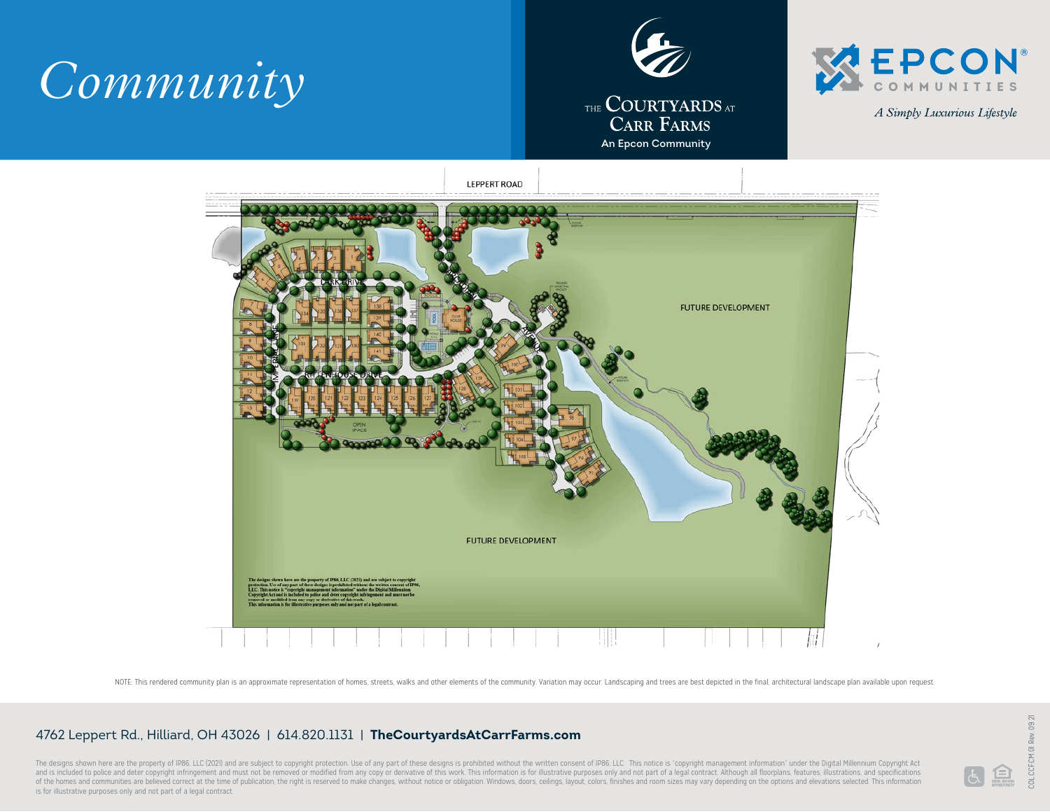# Community

THE COURTYARDS AT CARR FARMS

An Epcon Community

EPCON COMMUNITIES

*A Simply Luxurious Lifestyle*

LEPPERT ROAD

CARR DRIVE

RITTENHOUSE DRIVE

IMPERIAL LANE

AVENUE

POOL

CLUB HOUSE

OPEN SPACE

FUTURE DEVELOPMENT

FUTURE DEVELOPMENT

The designs shown here are the property of IP86, LLC (2021) and are subject to copyright protection. Use of any part of these designs is prohibited without the written consent of IP86, LLC. This notice is "copyright management information" under the Digital Millennium Copyright Act and is included to police and deter copyright infringement and must not be removed or modified from any copy or derivative of this work. This information is for illustrative purposes only and not part of a legal contract.

NOTE: This rendered community plan is an approximate representation of homes, streets, walks and other elements of the community. Variation may occur. Landscaping and trees are best depicted in the final, architectural landscape plan available upon request.

4762 Leppert Rd., Hilliard, OH 43026 | 614.820.1131 | **TheCourtyardsAtCarrFarms.com**

The designs shown here are the property of IP86, LLC (2021) and are subject to copyright protection. Use of any part of these designs is prohibited without the written consent of IP86, LLC. This notice is "copyright management information" under the Digital Millennium Copyright Act and is included to police and deter copyright infringement and must not be removed or modified from any copy or derivative of this work. This information is for illustrative purposes only and not part of a legal contract. Although all floorplans, features, illustrations, and specifications of the homes and communities are believed correct at the time of publication, the right is reserved to make changes, without notice or obligation. Windows, doors, ceilings, layout, colors, finishes and room sizes may vary depending on the options and elevations selected. This information is for illustrative purposes only and not part of a legal contract.

COL.CCF.CM.01 Rev. 09.21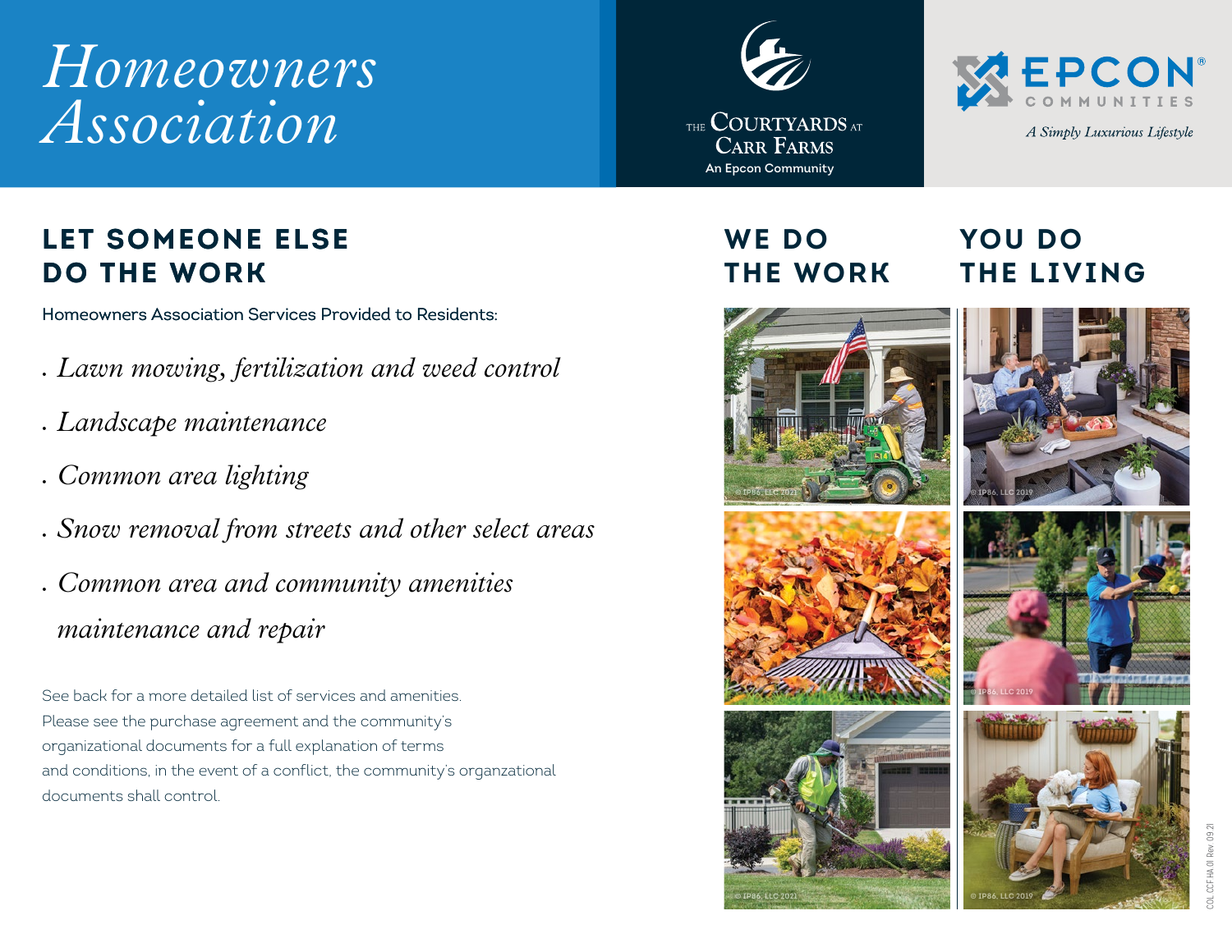# *Homeowners Association*

THE COURTYARDS AT CARR FARMS
An Epcon Community

EPCON COMMUNITIES
*A Simply Luxurious Lifestyle*

## LET SOMEONE ELSE DO THE WORK

Homeowners Association Services Provided to Residents:

- *Lawn mowing, fertilization and weed control*
- *Landscape maintenance*
- *Common area lighting*
- *Snow removal from streets and other select areas*
- *Common area and community amenities maintenance and repair*

See back for a more detailed list of services and amenities.
Please see the purchase agreement and the community's organizational documents for a full explanation of terms and conditions, in the event of a conflict, the community's organzational documents shall control.

## WE DO THE WORK

## YOU DO THE LIVING

© IP86, LLC 2021

© IP86, LLC 2019

© IP86, LLC 2019

© IP86, LLC 2021

© IP86, LLC 2019

COL CCF HA 01 Rev. 09.21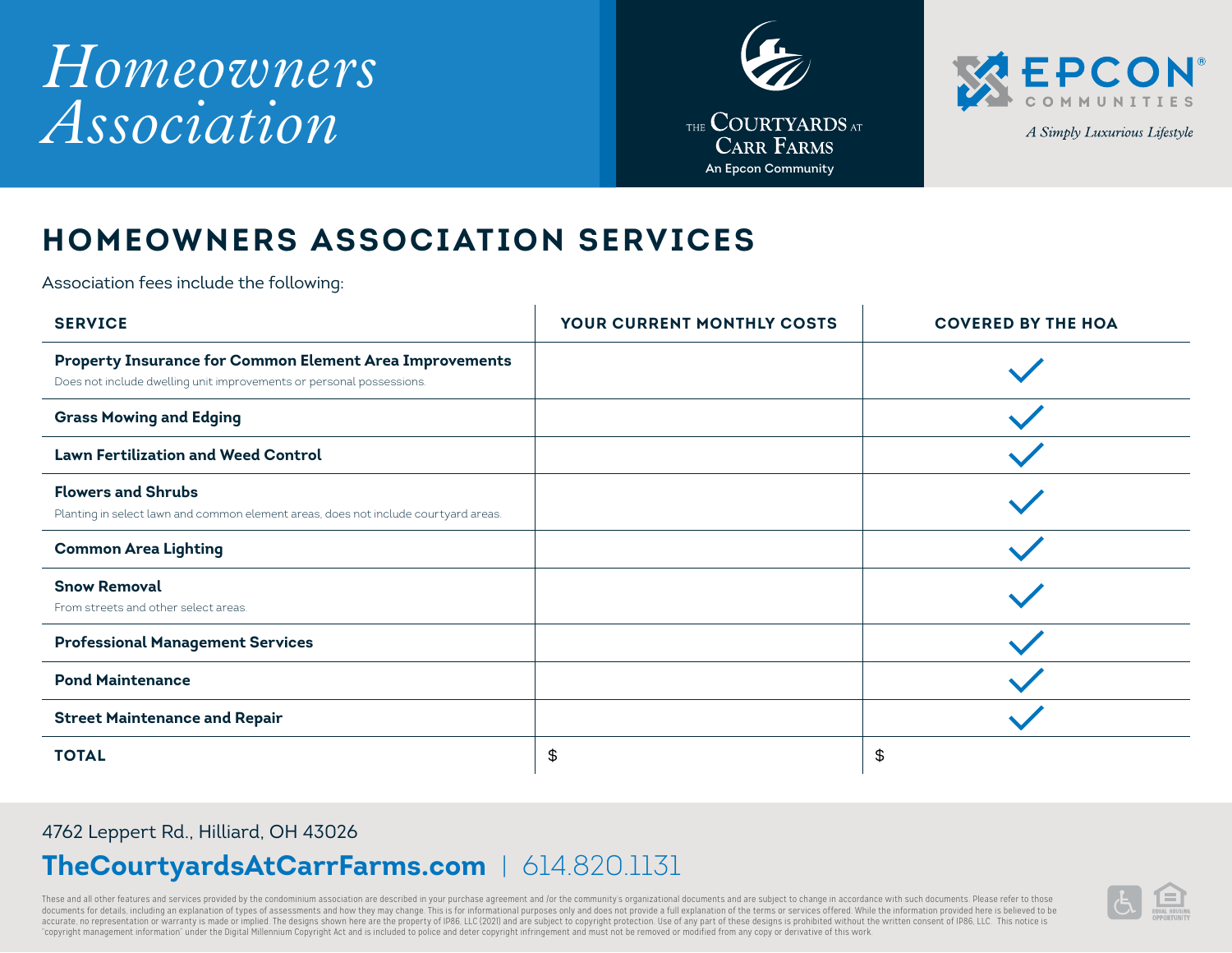# Homeowners Association

THE COURTYARDS AT CARR FARMS
An Epcon Community

EPCON COMMUNITIES
A Simply Luxurious Lifestyle

## HOMEOWNERS ASSOCIATION SERVICES

Association fees include the following:

| SERVICE | YOUR CURRENT MONTHLY COSTS | COVERED BY THE HOA |
|---|---|---|
| **Property Insurance for Common Element Area Improvements**<br>Does not include dwelling unit improvements or personal possessions. | | ✓ |
| **Grass Mowing and Edging** | | ✓ |
| **Lawn Fertilization and Weed Control** | | ✓ |
| **Flowers and Shrubs**<br>Planting in select lawn and common element areas, does not include courtyard areas. | | ✓ |
| **Common Area Lighting** | | ✓ |
| **Snow Removal**<br>From streets and other select areas. | | ✓ |
| **Professional Management Services** | | ✓ |
| **Pond Maintenance** | | ✓ |
| **Street Maintenance and Repair** | | ✓ |
| **TOTAL** | $ | $ |

4762 Leppert Rd., Hilliard, OH 43026

**TheCourtyardsAtCarrFarms.com** | 614.820.1131

These and all other features and services provided by the condominium association are described in your purchase agreement and /or the community's organizational documents and are subject to change in accordance with such documents. Please refer to those documents for details, including an explanation of types of assessments and how they may change. This is for informational purposes only and does not provide a full explanation of the terms or services offered. While the information provided here is believed to be accurate, no representation or warranty is made or implied. The designs shown here are the property of IP86, LLC (2021) and are subject to copyright protection. Use of any part of these designs is prohibited without the written consent of IP86, LLC. This notice is "copyright management information" under the Digital Millennium Copyright Act and is included to police and deter copyright infringement and must not be removed or modified from any copy or derivative of this work.

EQUAL HOUSING OPPORTUNITY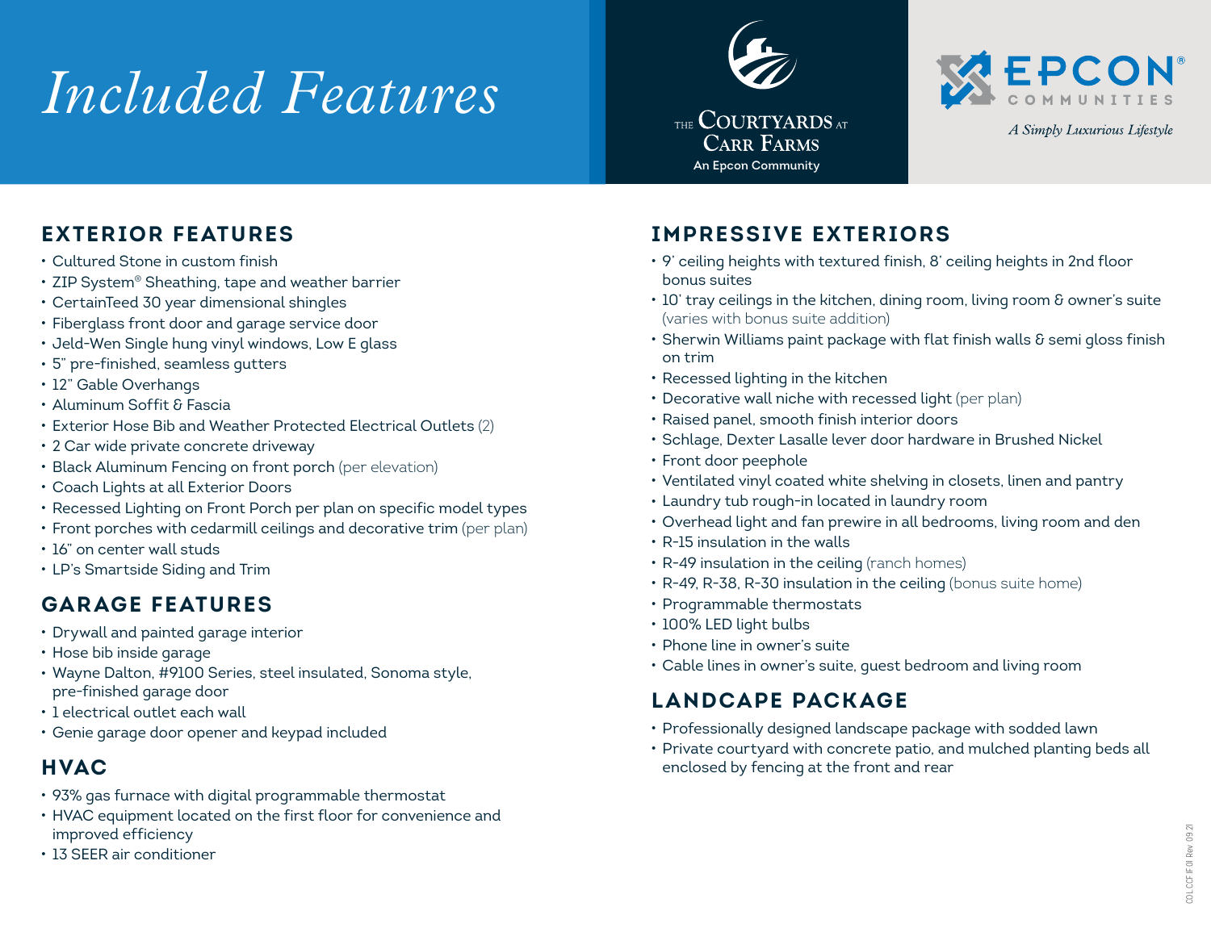# Included Features

THE COURTYARDS AT CARR FARMS
An Epcon Community

EPCON COMMUNITIES
*A Simply Luxurious Lifestyle*

## EXTERIOR FEATURES

- Cultured Stone in custom finish
- ZIP System® Sheathing, tape and weather barrier
- CertainTeed 30 year dimensional shingles
- Fiberglass front door and garage service door
- Jeld-Wen Single hung vinyl windows, Low E glass
- 5" pre-finished, seamless gutters
- 12" Gable Overhangs
- Aluminum Soffit & Fascia
- Exterior Hose Bib and Weather Protected Electrical Outlets (2)
- 2 Car wide private concrete driveway
- Black Aluminum Fencing on front porch (per elevation)
- Coach Lights at all Exterior Doors
- Recessed Lighting on Front Porch per plan on specific model types
- Front porches with cedarmill ceilings and decorative trim (per plan)
- 16" on center wall studs
- LP's Smartside Siding and Trim

## GARAGE FEATURES

- Drywall and painted garage interior
- Hose bib inside garage
- Wayne Dalton, #9100 Series, steel insulated, Sonoma style, pre-finished garage door
- 1 electrical outlet each wall
- Genie garage door opener and keypad included

## HVAC

- 93% gas furnace with digital programmable thermostat
- HVAC equipment located on the first floor for convenience and improved efficiency
- 13 SEER air conditioner

## IMPRESSIVE EXTERIORS

- 9' ceiling heights with textured finish, 8' ceiling heights in 2nd floor bonus suites
- 10' tray ceilings in the kitchen, dining room, living room & owner's suite (varies with bonus suite addition)
- Sherwin Williams paint package with flat finish walls & semi gloss finish on trim
- Recessed lighting in the kitchen
- Decorative wall niche with recessed light (per plan)
- Raised panel, smooth finish interior doors
- Schlage, Dexter Lasalle lever door hardware in Brushed Nickel
- Front door peephole
- Ventilated vinyl coated white shelving in closets, linen and pantry
- Laundry tub rough-in located in laundry room
- Overhead light and fan prewire in all bedrooms, living room and den
- R-15 insulation in the walls
- R-49 insulation in the ceiling (ranch homes)
- R-49, R-38, R-30 insulation in the ceiling (bonus suite home)
- Programmable thermostats
- 100% LED light bulbs
- Phone line in owner's suite
- Cable lines in owner's suite, guest bedroom and living room

## LANDCAPE PACKAGE

- Professionally designed landscape package with sodded lawn
- Private courtyard with concrete patio, and mulched planting beds all enclosed by fencing at the front and rear

CO.LCCF.IF.01 Rev. 09.21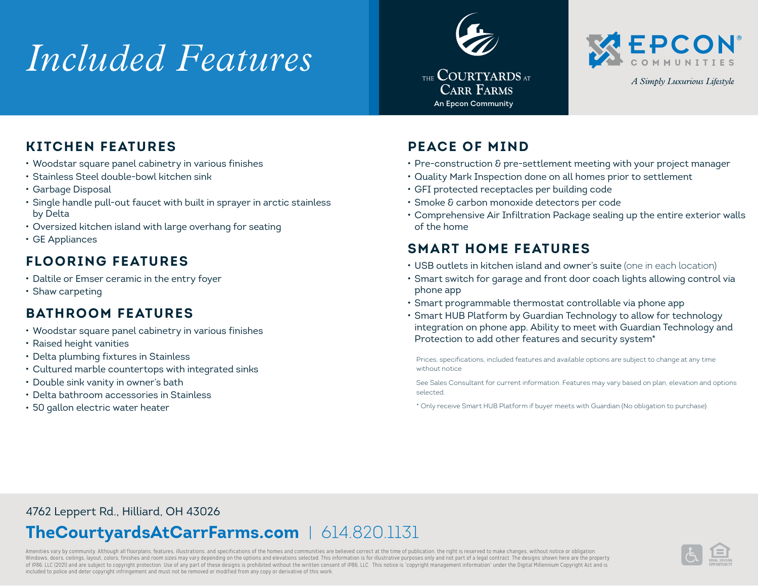# Included Features

The Courtyards at Carr Farms

An Epcon Community

EPCON COMMUNITIES®

*A Simply Luxurious Lifestyle*

## KITCHEN FEATURES

- Woodstar square panel cabinetry in various finishes
- Stainless Steel double-bowl kitchen sink
- Garbage Disposal
- Single handle pull-out faucet with built in sprayer in arctic stainless by Delta
- Oversized kitchen island with large overhang for seating
- GE Appliances

## FLOORING FEATURES

- Daltile or Emser ceramic in the entry foyer
- Shaw carpeting

## BATHROOM FEATURES

- Woodstar square panel cabinetry in various finishes
- Raised height vanities
- Delta plumbing fixtures in Stainless
- Cultured marble countertops with integrated sinks
- Double sink vanity in owner's bath
- Delta bathroom accessories in Stainless
- 50 gallon electric water heater

## PEACE OF MIND

- Pre-construction & pre-settlement meeting with your project manager
- Quality Mark Inspection done on all homes prior to settlement
- GFI protected receptacles per building code
- Smoke & carbon monoxide detectors per code
- Comprehensive Air Infiltration Package sealing up the entire exterior walls of the home

## SMART HOME FEATURES

- USB outlets in kitchen island and owner's suite (one in each location)
- Smart switch for garage and front door coach lights allowing control via phone app
- Smart programmable thermostat controllable via phone app
- Smart HUB Platform by Guardian Technology to allow for technology integration on phone app. Ability to meet with Guardian Technology and Protection to add other features and security system*

Prices, specifications, included features and available options are subject to change at any time without notice

See Sales Consultant for current information. Features may vary based on plan, elevation and options selected.

* Only receive Smart HUB Platform if buyer meets with Guardian (No obligation to purchase).

4762 Leppert Rd., Hilliard, OH 43026

**TheCourtyardsAtCarrFarms.com** | 614.820.1131

Amenities vary by community. Although all floorplans, features, illustrations, and specifications of the homes and communities are believed correct at the time of publication, the right is reserved to make changes, without notice or obligation. Windows, doors, ceilings, layout, colors, finishes and room sizes may vary depending on the options and elevations selected. This information is for illustrative purposes only and not part of a legal contract. The designs shown here are the property of IP86, LLC (2021) and are subject to copyright protection. Use of any part of these designs is prohibited without the written consent of IP86, LLC. This notice is "copyright management information" under the Digital Millennium Copyright Act and is included to police and deter copyright infringement and must not be removed or modified from any copy or derivative of this work.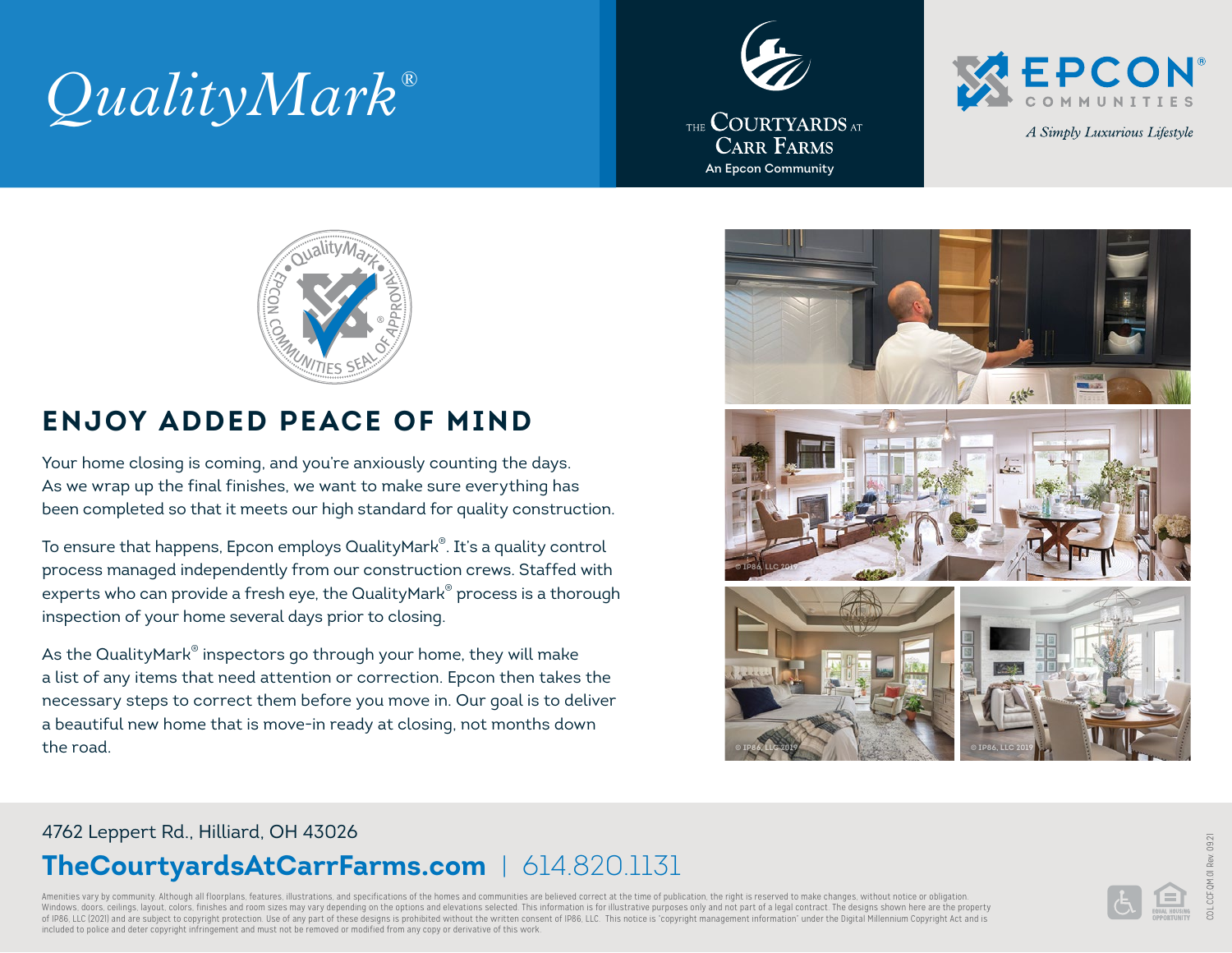# QualityMark®

THE COURTYARDS AT CARR FARMS
An Epcon Community

EPCON® COMMUNITIES
*A Simply Luxurious Lifestyle*

QualityMark® EPCON COMMUNITIES SEAL OF APPROVAL

## ENJOY ADDED PEACE OF MIND

Your home closing is coming, and you're anxiously counting the days. As we wrap up the final finishes, we want to make sure everything has been completed so that it meets our high standard for quality construction.

To ensure that happens, Epcon employs QualityMark®. It's a quality control process managed independently from our construction crews. Staffed with experts who can provide a fresh eye, the QualityMark® process is a thorough inspection of your home several days prior to closing.

As the QualityMark® inspectors go through your home, they will make a list of any items that need attention or correction. Epcon then takes the necessary steps to correct them before you move in. Our goal is to deliver a beautiful new home that is move-in ready at closing, not months down the road.

© IP86, LLC 2019

© IP86, LLC 2019

© IP86, LLC 2019

4762 Leppert Rd., Hilliard, OH 43026

**TheCourtyardsAtCarrFarms.com** | 614.820.1131

Amenities vary by community. Although all floorplans, features, illustrations, and specifications of the homes and communities are believed correct at the time of publication, the right is reserved to make changes, without notice or obligation. Windows, doors, ceilings, layout, colors, finishes and room sizes may vary depending on the options and elevations selected. This information is for illustrative purposes only and not part of a legal contract. The designs shown here are the property of IP86, LLC (2021) and are subject to copyright protection. Use of any part of these designs is prohibited without the written consent of IP86, LLC. This notice is "copyright management information" under the Digital Millennium Copyright Act and is included to police and deter copyright infringement and must not be removed or modified from any copy or derivative of this work.

EQUAL HOUSING OPPORTUNITY

CO.LCCF.QM.01 Rev 09.21